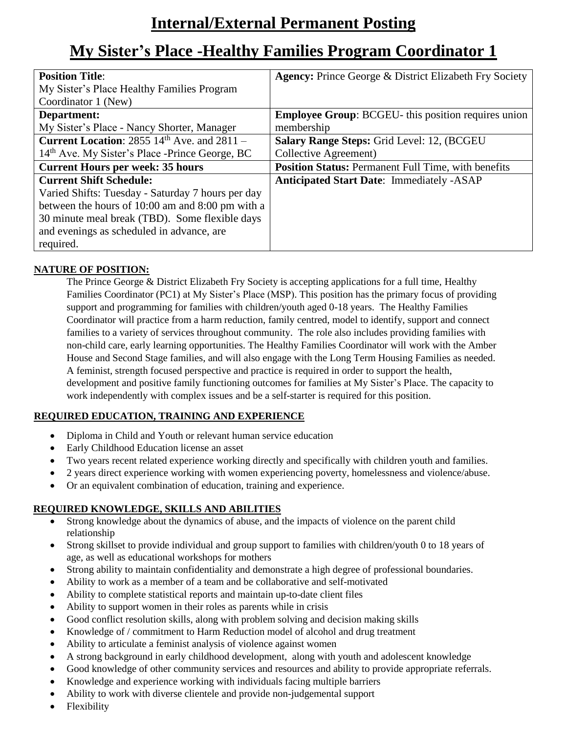# Internal/External Permanent Posting

# My Sister's Place -Healthy Families Program Coordinator 1

| **Position Title**: My Sister's Place Healthy Families Program Coordinator 1 (New) | **Agency:** Prince George & District Elizabeth Fry Society |
|---|---|
| **Department:** My Sister's Place - Nancy Shorter, Manager | **Employee Group**: BCGEU- this position requires union membership |
| **Current Location**: 2855 14th Ave. and 2811 – 14th Ave. My Sister's Place -Prince George, BC | **Salary Range Steps:** Grid Level: 12, (BCGEU Collective Agreement) |
| **Current Hours per week: 35 hours** | **Position Status:** Permanent Full Time, with benefits |
| **Current Shift Schedule:** Varied Shifts: Tuesday - Saturday 7 hours per day between the hours of 10:00 am and 8:00 pm with a 30 minute meal break (TBD). Some flexible days and evenings as scheduled in advance, are required. | **Anticipated Start Date**: Immediately -ASAP |

**NATURE OF POSITION:**

The Prince George & District Elizabeth Fry Society is accepting applications for a full time, Healthy Families Coordinator (PC1) at My Sister's Place (MSP). This position has the primary focus of providing support and programming for families with children/youth aged 0-18 years. The Healthy Families Coordinator will practice from a harm reduction, family centred, model to identify, support and connect families to a variety of services throughout community. The role also includes providing families with non-child care, early learning opportunities. The Healthy Families Coordinator will work with the Amber House and Second Stage families, and will also engage with the Long Term Housing Families as needed. A feminist, strength focused perspective and practice is required in order to support the health, development and positive family functioning outcomes for families at My Sister's Place. The capacity to work independently with complex issues and be a self-starter is required for this position.

**REQUIRED EDUCATION, TRAINING AND EXPERIENCE**

- Diploma in Child and Youth or relevant human service education
- Early Childhood Education license an asset
- Two years recent related experience working directly and specifically with children youth and families.
- 2 years direct experience working with women experiencing poverty, homelessness and violence/abuse.
- Or an equivalent combination of education, training and experience.

**REQUIRED KNOWLEDGE, SKILLS AND ABILITIES**

- Strong knowledge about the dynamics of abuse, and the impacts of violence on the parent child relationship
- Strong skillset to provide individual and group support to families with children/youth 0 to 18 years of age, as well as educational workshops for mothers
- Strong ability to maintain confidentiality and demonstrate a high degree of professional boundaries.
- Ability to work as a member of a team and be collaborative and self-motivated
- Ability to complete statistical reports and maintain up-to-date client files
- Ability to support women in their roles as parents while in crisis
- Good conflict resolution skills, along with problem solving and decision making skills
- Knowledge of / commitment to Harm Reduction model of alcohol and drug treatment
- Ability to articulate a feminist analysis of violence against women
- A strong background in early childhood development, along with youth and adolescent knowledge
- Good knowledge of other community services and resources and ability to provide appropriate referrals.
- Knowledge and experience working with individuals facing multiple barriers
- Ability to work with diverse clientele and provide non-judgemental support
- Flexibility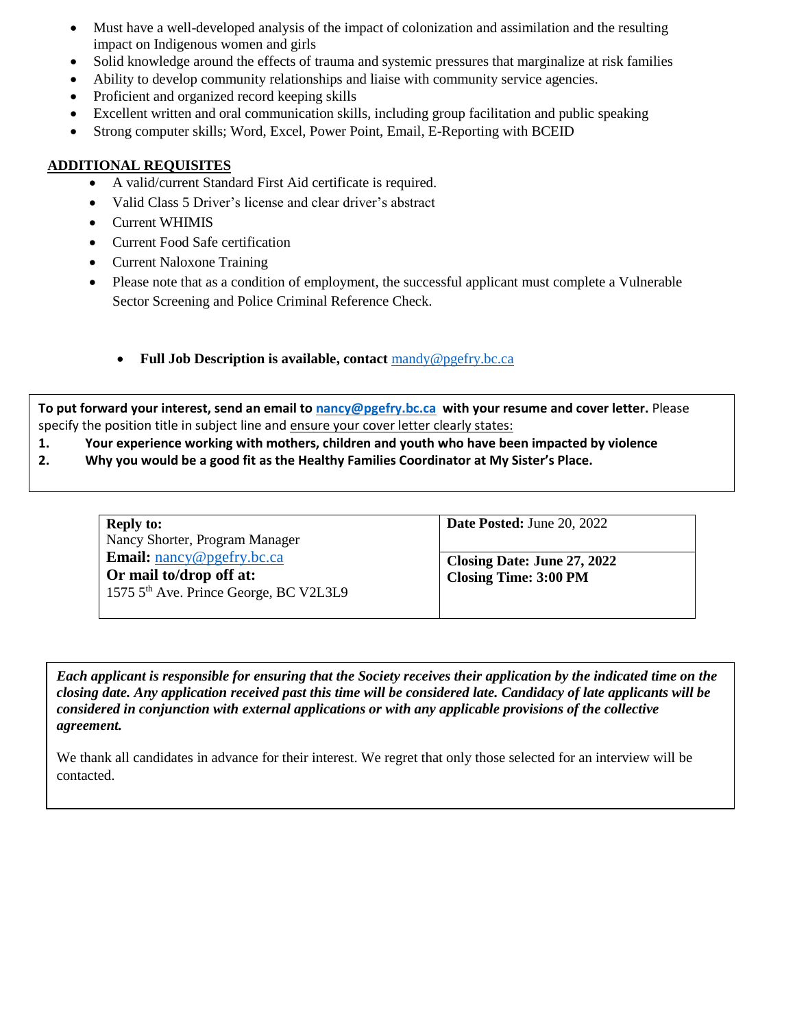- Must have a well-developed analysis of the impact of colonization and assimilation and the resulting impact on Indigenous women and girls
- Solid knowledge around the effects of trauma and systemic pressures that marginalize at risk families
- Ability to develop community relationships and liaise with community service agencies.
- Proficient and organized record keeping skills
- Excellent written and oral communication skills, including group facilitation and public speaking
- Strong computer skills; Word, Excel, Power Point, Email, E-Reporting with BCEID

## ADDITIONAL REQUISITES

- A valid/current Standard First Aid certificate is required.
- Valid Class 5 Driver's license and clear driver's abstract
- Current WHIMIS
- Current Food Safe certification
- Current Naloxone Training
- Please note that as a condition of employment, the successful applicant must complete a Vulnerable Sector Screening and Police Criminal Reference Check.

- **Full Job Description is available, contact** mandy@pgefry.bc.ca

**To put forward your interest, send an email to nancy@pgefry.bc.ca with your resume and cover letter.** Please specify the position title in subject line and ensure your cover letter clearly states:

1. **Your experience working with mothers, children and youth who have been impacted by violence**
2. **Why you would be a good fit as the Healthy Families Coordinator at My Sister's Place.**

| | |
|---|---|
| **Reply to:**<br>Nancy Shorter, Program Manager<br>**Email:** nancy@pgefry.bc.ca<br>**Or mail to/drop off at:**<br>1575 5th Ave. Prince George, BC V2L3L9 | **Date Posted:** June 20, 2022<br><br>**Closing Date: June 27, 2022**<br>**Closing Time: 3:00 PM** |

***Each applicant is responsible for ensuring that the Society receives their application by the indicated time on the closing date. Any application received past this time will be considered late. Candidacy of late applicants will be considered in conjunction with external applications or with any applicable provisions of the collective agreement.***

We thank all candidates in advance for their interest. We regret that only those selected for an interview will be contacted.